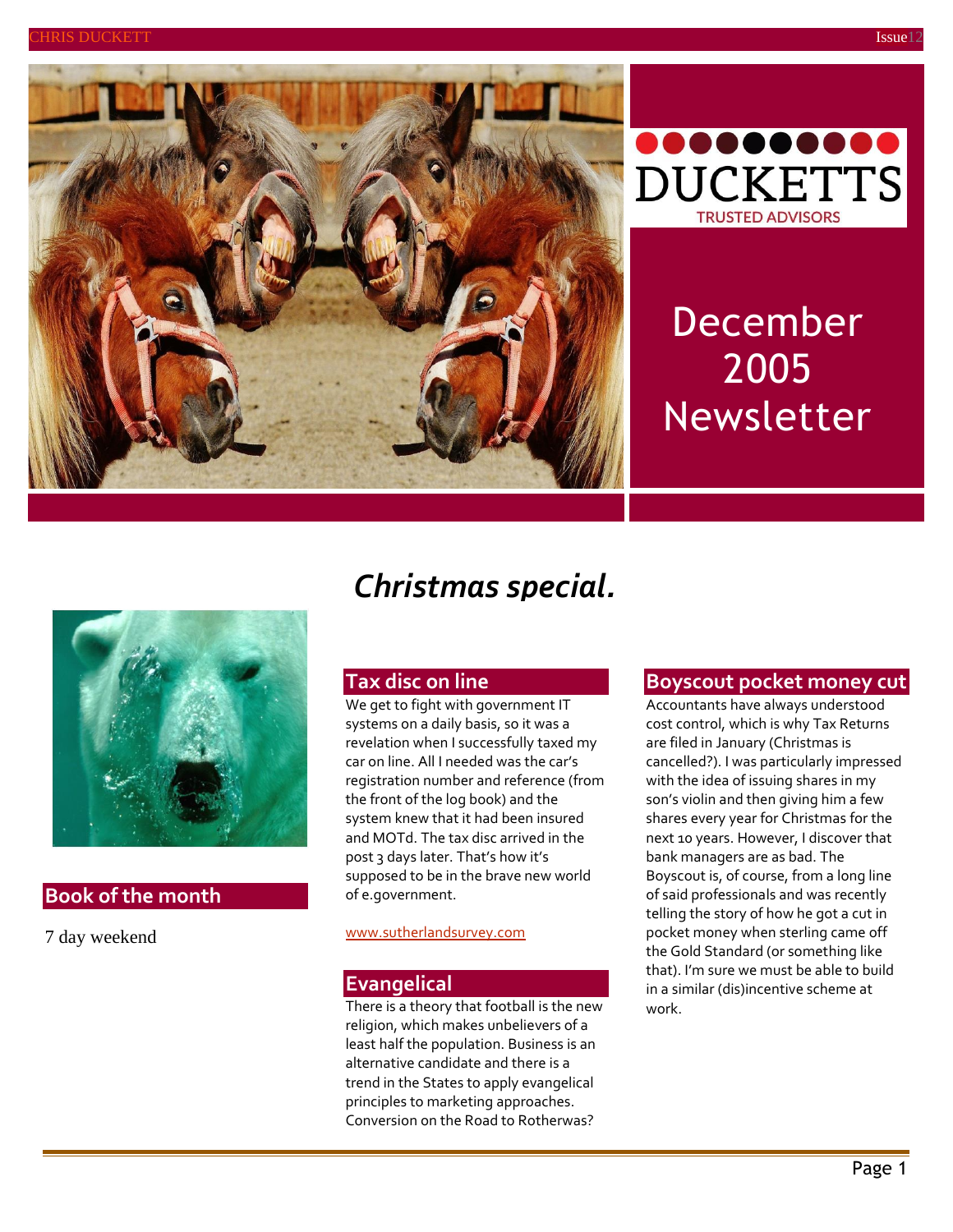DUCKETTS

TRUSTED ADVISORS

# December 2005 Newsletter

## *Christmas special.*

## Book of the month

7 day weekend

## Tax disc on line

We get to fight with government IT systems on a daily basis, so it was a revelation when I successfully taxed my car on line. All I needed was the car's registration number and reference (from the front of the log book) and the system knew that it had been insured and MOTd. The tax disc arrived in the post 3 days later. That's how it's supposed to be in the brave new world of e.government.

www.sutherlandsurvey.com

## Evangelical

There is a theory that football is the new religion, which makes unbelievers of a least half the population. Business is an alternative candidate and there is a trend in the States to apply evangelical principles to marketing approaches. Conversion on the Road to Rotherwas?

## Boyscout pocket money cut

Accountants have always understood cost control, which is why Tax Returns are filed in January (Christmas is cancelled?). I was particularly impressed with the idea of issuing shares in my son's violin and then giving him a few shares every year for Christmas for the next 10 years. However, I discover that bank managers are as bad. The Boyscout is, of course, from a long line of said professionals and was recently telling the story of how he got a cut in pocket money when sterling came off the Gold Standard (or something like that). I'm sure we must be able to build in a similar (dis)incentive scheme at work.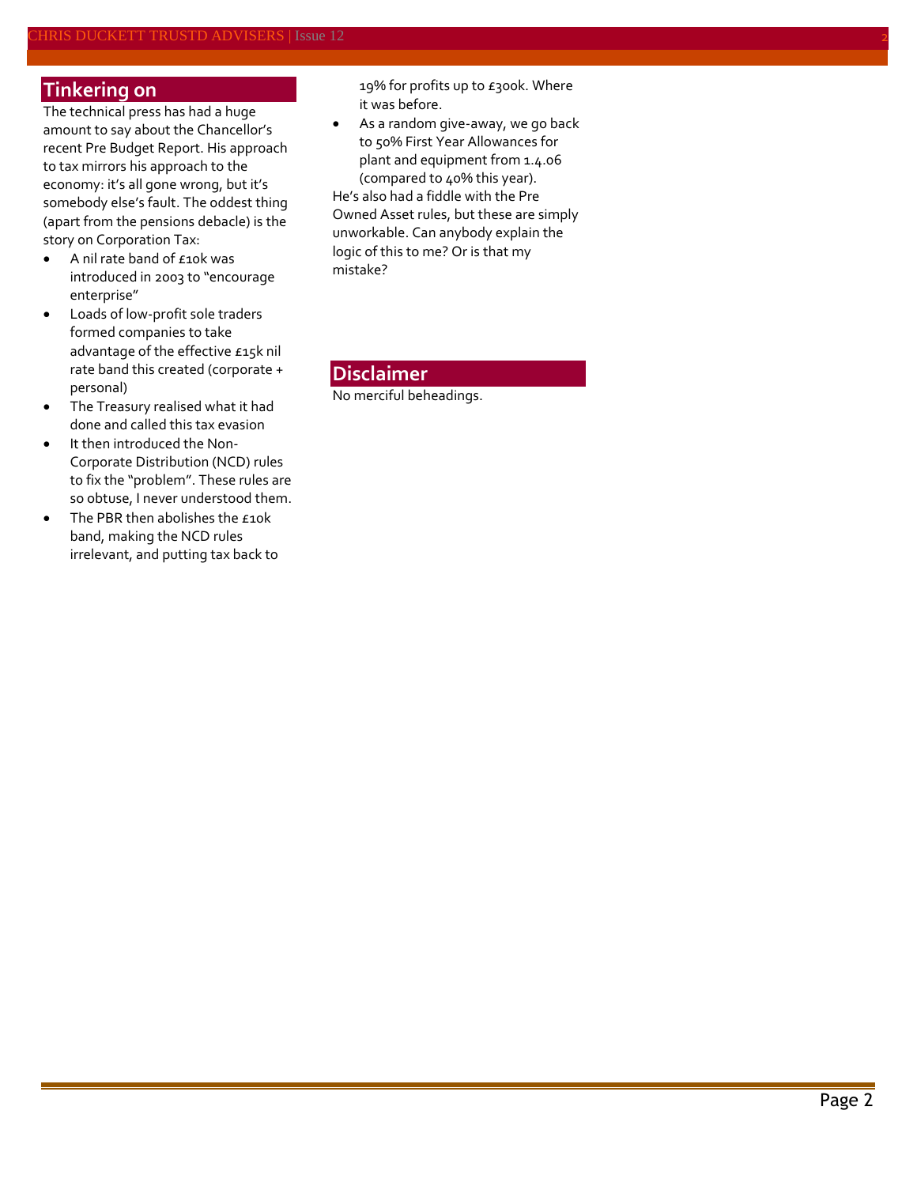## Tinkering on

The technical press has had a huge amount to say about the Chancellor's recent Pre Budget Report. His approach to tax mirrors his approach to the economy: it's all gone wrong, but it's somebody else's fault. The oddest thing (apart from the pensions debacle) is the story on Corporation Tax:

- A nil rate band of £10k was introduced in 2003 to "encourage enterprise"
- Loads of low-profit sole traders formed companies to take advantage of the effective £15k nil rate band this created (corporate + personal)
- The Treasury realised what it had done and called this tax evasion
- It then introduced the Non-Corporate Distribution (NCD) rules to fix the "problem". These rules are so obtuse, I never understood them.
- The PBR then abolishes the £10k band, making the NCD rules irrelevant, and putting tax back to 19% for profits up to £300k. Where it was before.
- As a random give-away, we go back to 50% First Year Allowances for plant and equipment from 1.4.06 (compared to 40% this year).

He's also had a fiddle with the Pre Owned Asset rules, but these are simply unworkable. Can anybody explain the logic of this to me? Or is that my mistake?

## Disclaimer

No merciful beheadings.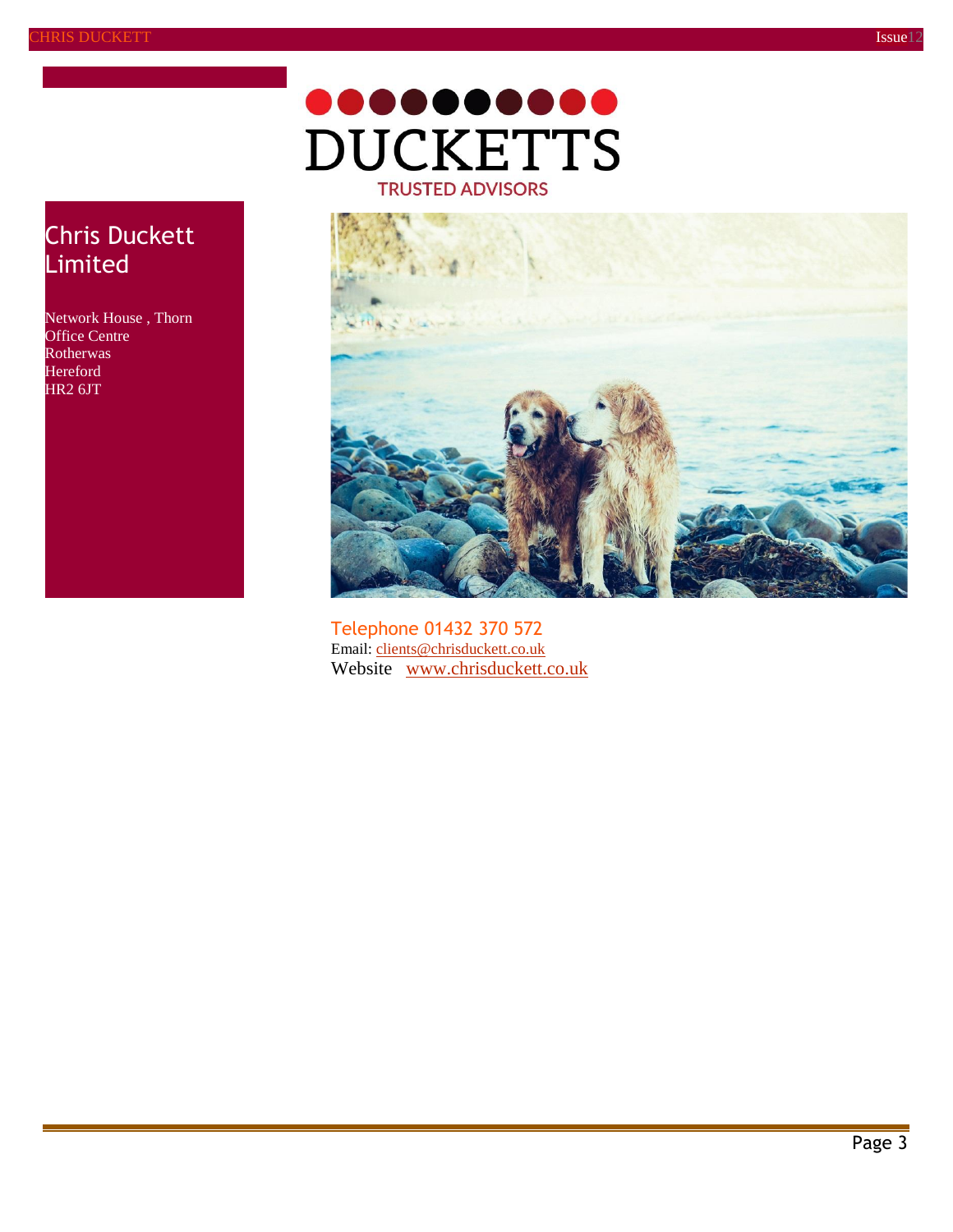DUCKETTS

TRUSTED ADVISORS

## Chris Duckett Limited

Network House , Thorn Office Centre
Rotherwas
Hereford
HR2 6JT

Telephone 01432 370 572
Email: clients@chrisduckett.co.uk
Website www.chrisduckett.co.uk